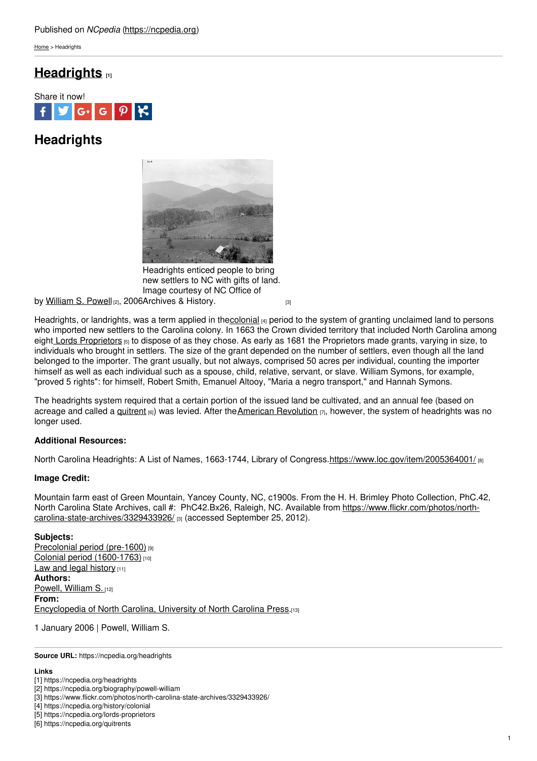Published on *NCpedia* (https://ncpedia.org)

Home > Headrights

# Headrights [1]

Share it now!

## Headrights

Headrights enticed people to bring new settlers to NC with gifts of land. Image courtesy of NC Office of Archives & History. [3]

by William S. Powell [2], 2006

Headrights, or landrights, was a term applied in the colonial [4] period to the system of granting unclaimed land to persons who imported new settlers to the Carolina colony. In 1663 the Crown divided territory that included North Carolina among eight Lords Proprietors [5] to dispose of as they chose. As early as 1681 the Proprietors made grants, varying in size, to individuals who brought in settlers. The size of the grant depended on the number of settlers, even though all the land belonged to the importer. The grant usually, but not always, comprised 50 acres per individual, counting the importer himself as well as each individual such as a spouse, child, relative, servant, or slave. William Symons, for example, "proved 5 rights": for himself, Robert Smith, Emanuel Altooy, "Maria a negro transport," and Hannah Symons.

The headrights system required that a certain portion of the issued land be cultivated, and an annual fee (based on acreage and called a quitrent [6]) was levied. After the American Revolution [7], however, the system of headrights was no longer used.

**Additional Resources:**

North Carolina Headrights: A List of Names, 1663-1744, Library of Congress. https://www.loc.gov/item/2005364001/ [8]

**Image Credit:**

Mountain farm east of Green Mountain, Yancey County, NC, c1900s. From the H. H. Brimley Photo Collection, PhC.42, North Carolina State Archives, call #: PhC42.Bx26, Raleigh, NC. Available from https://www.flickr.com/photos/north-carolina-state-archives/3329433926/ [3] (accessed September 25, 2012).

**Subjects:**
Precolonial period (pre-1600) [9]
Colonial period (1600-1763) [10]
Law and legal history [11]
**Authors:**
Powell, William S. [12]
**From:**
Encyclopedia of North Carolina, University of North Carolina Press. [13]

1 January 2006 | Powell, William S.

**Source URL:** https://ncpedia.org/headrights

**Links**
[1] https://ncpedia.org/headrights
[2] https://ncpedia.org/biography/powell-william
[3] https://www.flickr.com/photos/north-carolina-state-archives/3329433926/
[4] https://ncpedia.org/history/colonial
[5] https://ncpedia.org/lords-proprietors
[6] https://ncpedia.org/quitrents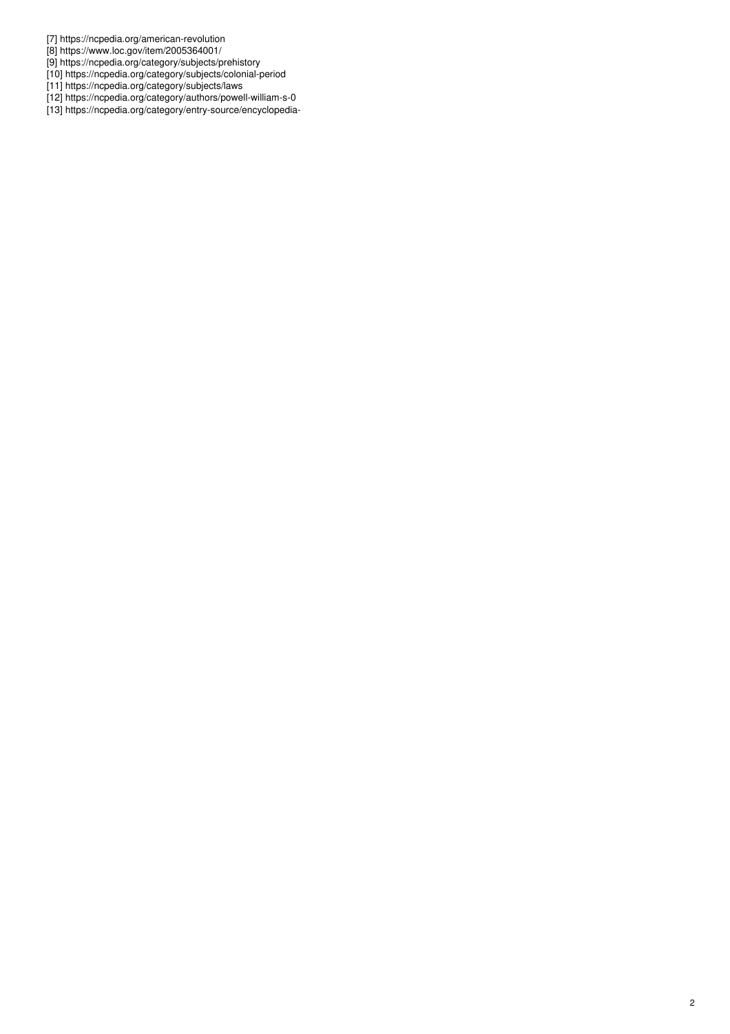[7] https://ncpedia.org/american-revolution
[8] https://www.loc.gov/item/2005364001/
[9] https://ncpedia.org/category/subjects/prehistory
[10] https://ncpedia.org/category/subjects/colonial-period
[11] https://ncpedia.org/category/subjects/laws
[12] https://ncpedia.org/category/authors/powell-william-s-0
[13] https://ncpedia.org/category/entry-source/encyclopedia-